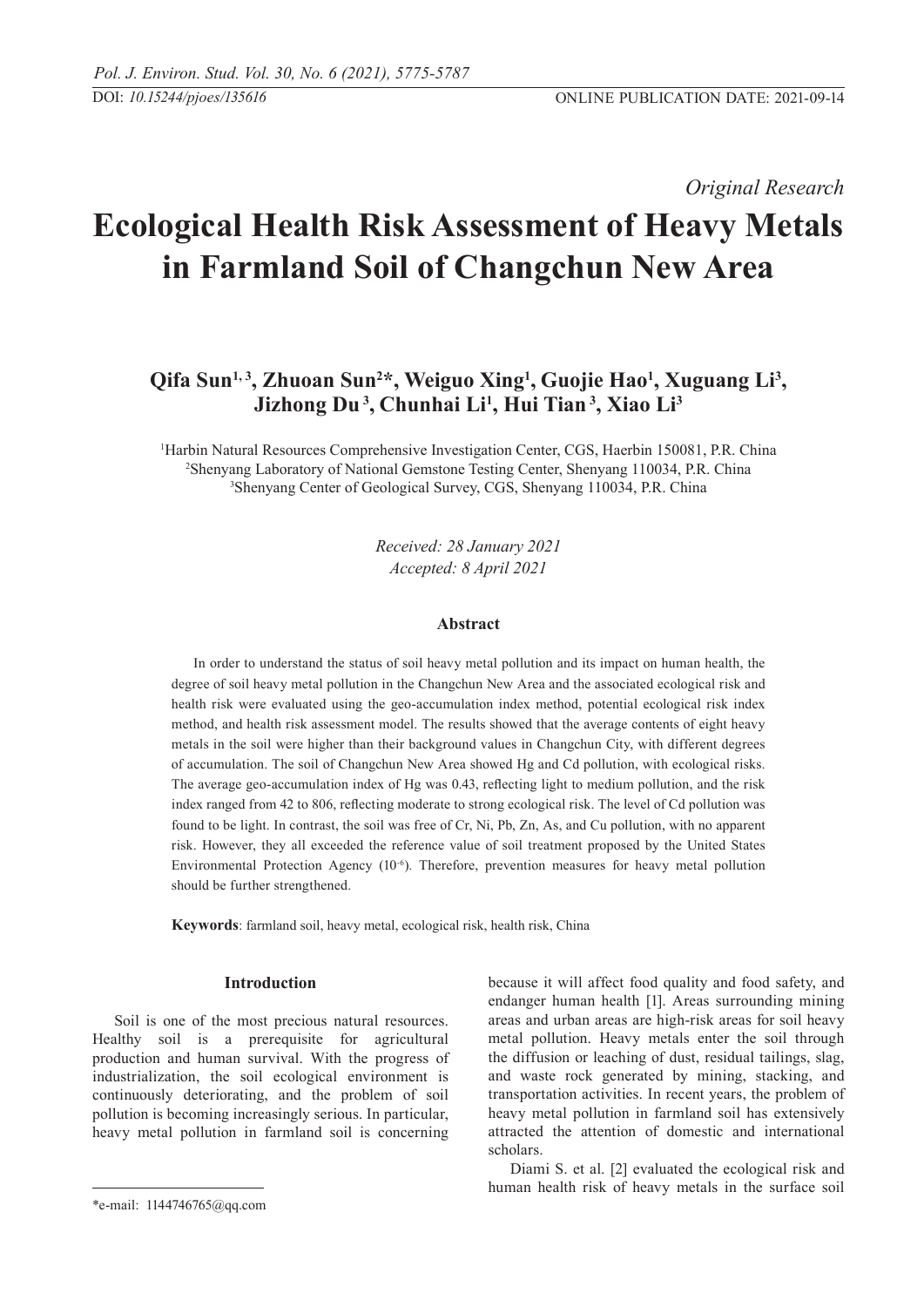*Original Research*

# Ecological Health Risk Assessment of Heavy Metals in Farmland Soil of Changchun New Area

**Qifa Sun[1,3], Zhuoan Sun[2]*, Weiguo Xing[1], Guojie Hao[1], Xuguang Li[3], Jizhong Du[3], Chunhai Li[1], Hui Tian[3], Xiao Li[3]**

[1]Harbin Natural Resources Comprehensive Investigation Center, CGS, Haerbin 150081, P.R. China
[2]Shenyang Laboratory of National Gemstone Testing Center, Shenyang 110034, P.R. China
[3]Shenyang Center of Geological Survey, CGS, Shenyang 110034, P.R. China

*Received: 28 January 2021*
*Accepted: 8 April 2021*

## Abstract

In order to understand the status of soil heavy metal pollution and its impact on human health, the degree of soil heavy metal pollution in the Changchun New Area and the associated ecological risk and health risk were evaluated using the geo-accumulation index method, potential ecological risk index method, and health risk assessment model. The results showed that the average contents of eight heavy metals in the soil were higher than their background values in Changchun City, with different degrees of accumulation. The soil of Changchun New Area showed Hg and Cd pollution, with ecological risks. The average geo-accumulation index of Hg was 0.43, reflecting light to medium pollution, and the risk index ranged from 42 to 806, reflecting moderate to strong ecological risk. The level of Cd pollution was found to be light. In contrast, the soil was free of Cr, Ni, Pb, Zn, As, and Cu pollution, with no apparent risk. However, they all exceeded the reference value of soil treatment proposed by the United States Environmental Protection Agency ($10^{-6}$). Therefore, prevention measures for heavy metal pollution should be further strengthened.

**Keywords**: farmland soil, heavy metal, ecological risk, health risk, China

## Introduction

Soil is one of the most precious natural resources. Healthy soil is a prerequisite for agricultural production and human survival. With the progress of industrialization, the soil ecological environment is continuously deteriorating, and the problem of soil pollution is becoming increasingly serious. In particular, heavy metal pollution in farmland soil is concerning because it will affect food quality and food safety, and endanger human health [1]. Areas surrounding mining areas and urban areas are high-risk areas for soil heavy metal pollution. Heavy metals enter the soil through the diffusion or leaching of dust, residual tailings, slag, and waste rock generated by mining, stacking, and transportation activities. In recent years, the problem of heavy metal pollution in farmland soil has extensively attracted the attention of domestic and international scholars.

Diami S. et al. [2] evaluated the ecological risk and human health risk of heavy metals in the surface soil

*e-mail: 1144746765@qq.com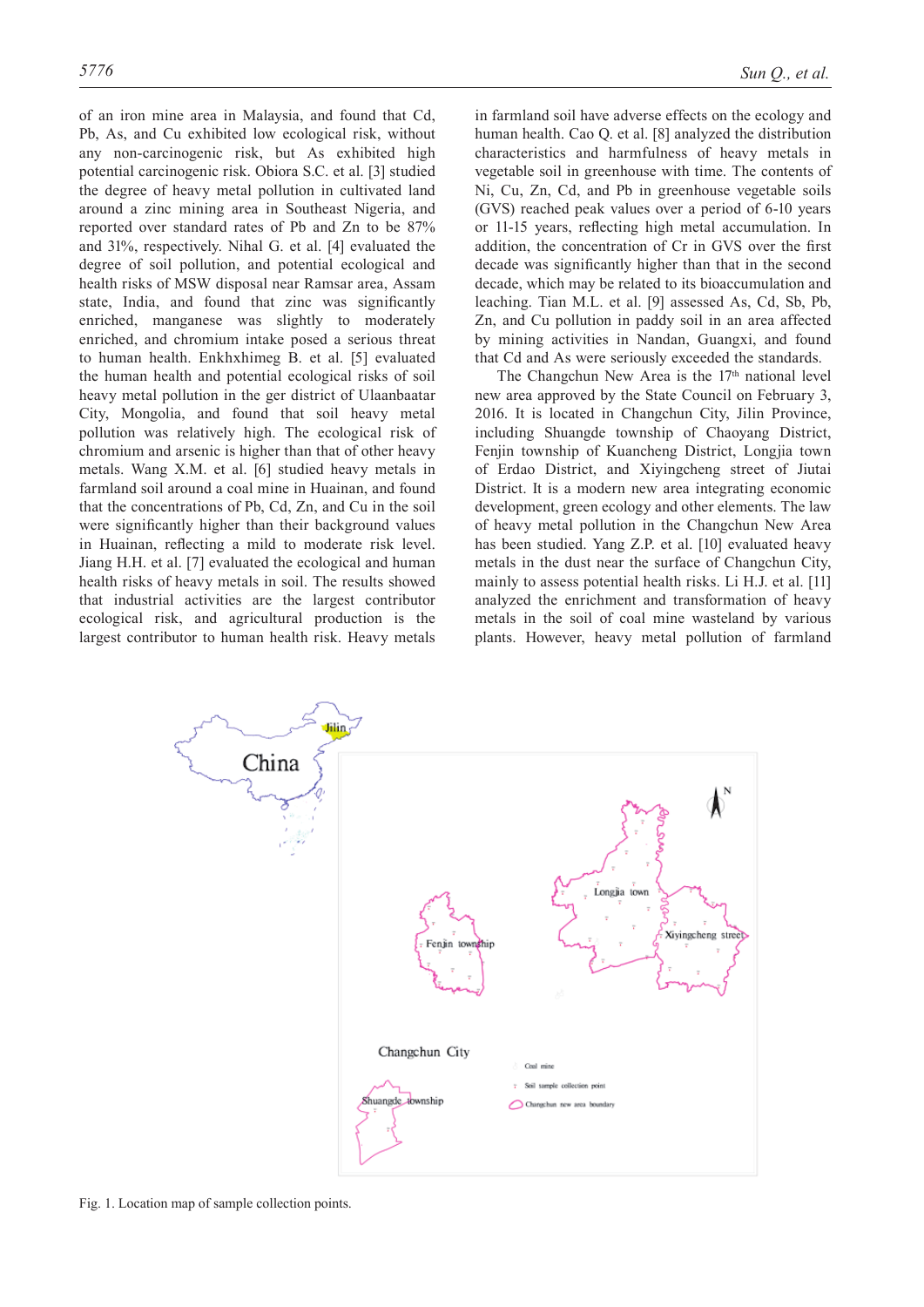of an iron mine area in Malaysia, and found that Cd, Pb, As, and Cu exhibited low ecological risk, without any non-carcinogenic risk, but As exhibited high potential carcinogenic risk. Obiora S.C. et al. [3] studied the degree of heavy metal pollution in cultivated land around a zinc mining area in Southeast Nigeria, and reported over standard rates of Pb and Zn to be 87% and 31%, respectively. Nihal G. et al. [4] evaluated the degree of soil pollution, and potential ecological and health risks of MSW disposal near Ramsar area, Assam state, India, and found that zinc was significantly enriched, manganese was slightly to moderately enriched, and chromium intake posed a serious threat to human health. Enkhxhimeg B. et al. [5] evaluated the human health and potential ecological risks of soil heavy metal pollution in the ger district of Ulaanbaatar City, Mongolia, and found that soil heavy metal pollution was relatively high. The ecological risk of chromium and arsenic is higher than that of other heavy metals. Wang X.M. et al. [6] studied heavy metals in farmland soil around a coal mine in Huainan, and found that the concentrations of Pb, Cd, Zn, and Cu in the soil were significantly higher than their background values in Huainan, reflecting a mild to moderate risk level. Jiang H.H. et al. [7] evaluated the ecological and human health risks of heavy metals in soil. The results showed that industrial activities are the largest contributor ecological risk, and agricultural production is the largest contributor to human health risk. Heavy metals in farmland soil have adverse effects on the ecology and human health. Cao Q. et al. [8] analyzed the distribution characteristics and harmfulness of heavy metals in vegetable soil in greenhouse with time. The contents of Ni, Cu, Zn, Cd, and Pb in greenhouse vegetable soils (GVS) reached peak values over a period of 6-10 years or 11-15 years, reflecting high metal accumulation. In addition, the concentration of Cr in GVS over the first decade was significantly higher than that in the second decade, which may be related to its bioaccumulation and leaching. Tian M.L. et al. [9] assessed As, Cd, Sb, Pb, Zn, and Cu pollution in paddy soil in an area affected by mining activities in Nandan, Guangxi, and found that Cd and As were seriously exceeded the standards.

The Changchun New Area is the 17th national level new area approved by the State Council on February 3, 2016. It is located in Changchun City, Jilin Province, including Shuangde township of Chaoyang District, Fenjin township of Kuancheng District, Longjia town of Erdao District, and Xiyingcheng street of Jiutai District. It is a modern new area integrating economic development, green ecology and other elements. The law of heavy metal pollution in the Changchun New Area has been studied. Yang Z.P. et al. [10] evaluated heavy metals in the dust near the surface of Changchun City, mainly to assess potential health risks. Li H.J. et al. [11] analyzed the enrichment and transformation of heavy metals in the soil of coal mine wasteland by various plants. However, heavy metal pollution of farmland

Fig. 1. Location map of sample collection points.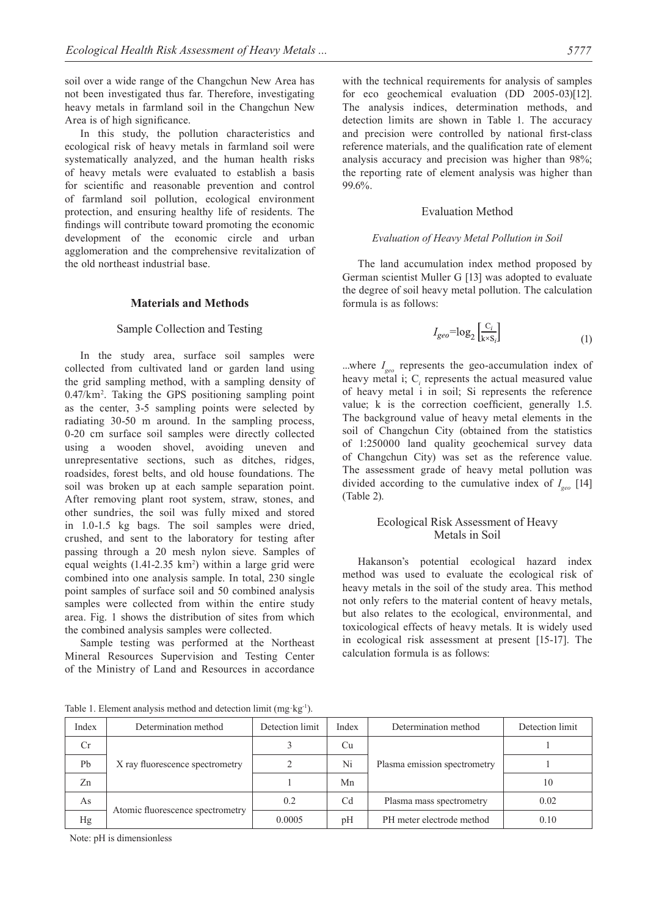soil over a wide range of the Changchun New Area has not been investigated thus far. Therefore, investigating heavy metals in farmland soil in the Changchun New Area is of high significance.

In this study, the pollution characteristics and ecological risk of heavy metals in farmland soil were systematically analyzed, and the human health risks of heavy metals were evaluated to establish a basis for scientific and reasonable prevention and control of farmland soil pollution, ecological environment protection, and ensuring healthy life of residents. The findings will contribute toward promoting the economic development of the economic circle and urban agglomeration and the comprehensive revitalization of the old northeast industrial base.

## Materials and Methods

### Sample Collection and Testing

In the study area, surface soil samples were collected from cultivated land or garden land using the grid sampling method, with a sampling density of 0.47/km$^2$. Taking the GPS positioning sampling point as the center, 3-5 sampling points were selected by radiating 30-50 m around. In the sampling process, 0-20 cm surface soil samples were directly collected using a wooden shovel, avoiding uneven and unrepresentative sections, such as ditches, ridges, roadsides, forest belts, and old house foundations. The soil was broken up at each sample separation point. After removing plant root system, straw, stones, and other sundries, the soil was fully mixed and stored in 1.0-1.5 kg bags. The soil samples were dried, crushed, and sent to the laboratory for testing after passing through a 20 mesh nylon sieve. Samples of equal weights (1.41-2.35 km$^2$) within a large grid were combined into one analysis sample. In total, 230 single point samples of surface soil and 50 combined analysis samples were collected from within the entire study area. Fig. 1 shows the distribution of sites from which the combined analysis samples were collected.

Sample testing was performed at the Northeast Mineral Resources Supervision and Testing Center of the Ministry of Land and Resources in accordance with the technical requirements for analysis of samples for eco geochemical evaluation (DD 2005-03)[12]. The analysis indices, determination methods, and detection limits are shown in Table 1. The accuracy and precision were controlled by national first-class reference materials, and the qualification rate of element analysis accuracy and precision was higher than 98%; the reporting rate of element analysis was higher than 99.6%.

### Evaluation Method

#### *Evaluation of Heavy Metal Pollution in Soil*

The land accumulation index method proposed by German scientist Muller G [13] was adopted to evaluate the degree of soil heavy metal pollution. The calculation formula is as follows:

$$I_{geo}=\log_2\left[\frac{C_i}{k\times S_i}\right] \tag{1}$$

...where $I_{geo}$ represents the geo-accumulation index of heavy metal i; $C_i$ represents the actual measured value of heavy metal i in soil; Si represents the reference value; k is the correction coefficient, generally 1.5. The background value of heavy metal elements in the soil of Changchun City (obtained from the statistics of 1:250000 land quality geochemical survey data of Changchun City) was set as the reference value. The assessment grade of heavy metal pollution was divided according to the cumulative index of $I_{geo}$ [14] (Table 2).

#### *Ecological Risk Assessment of Heavy Metals in Soil*

Hakanson's potential ecological hazard index method was used to evaluate the ecological risk of heavy metals in the soil of the study area. This method not only refers to the material content of heavy metals, but also relates to the ecological, environmental, and toxicological effects of heavy metals. It is widely used in ecological risk assessment at present [15-17]. The calculation formula is as follows:

Table 1. Element analysis method and detection limit (mg·kg$^{-1}$).

| Index | Determination method | Detection limit | Index | Determination method | Detection limit |
|---|---|---|---|---|---|
| Cr | X ray fluorescence spectrometry | 3 | Cu | Plasma emission spectrometry | 1 |
| Pb | | 2 | Ni | | 1 |
| Zn | | 1 | Mn | | 10 |
| As | Atomic fluorescence spectrometry | 0.2 | Cd | Plasma mass spectrometry | 0.02 |
| Hg | | 0.0005 | pH | PH meter electrode method | 0.10 |

Note: pH is dimensionless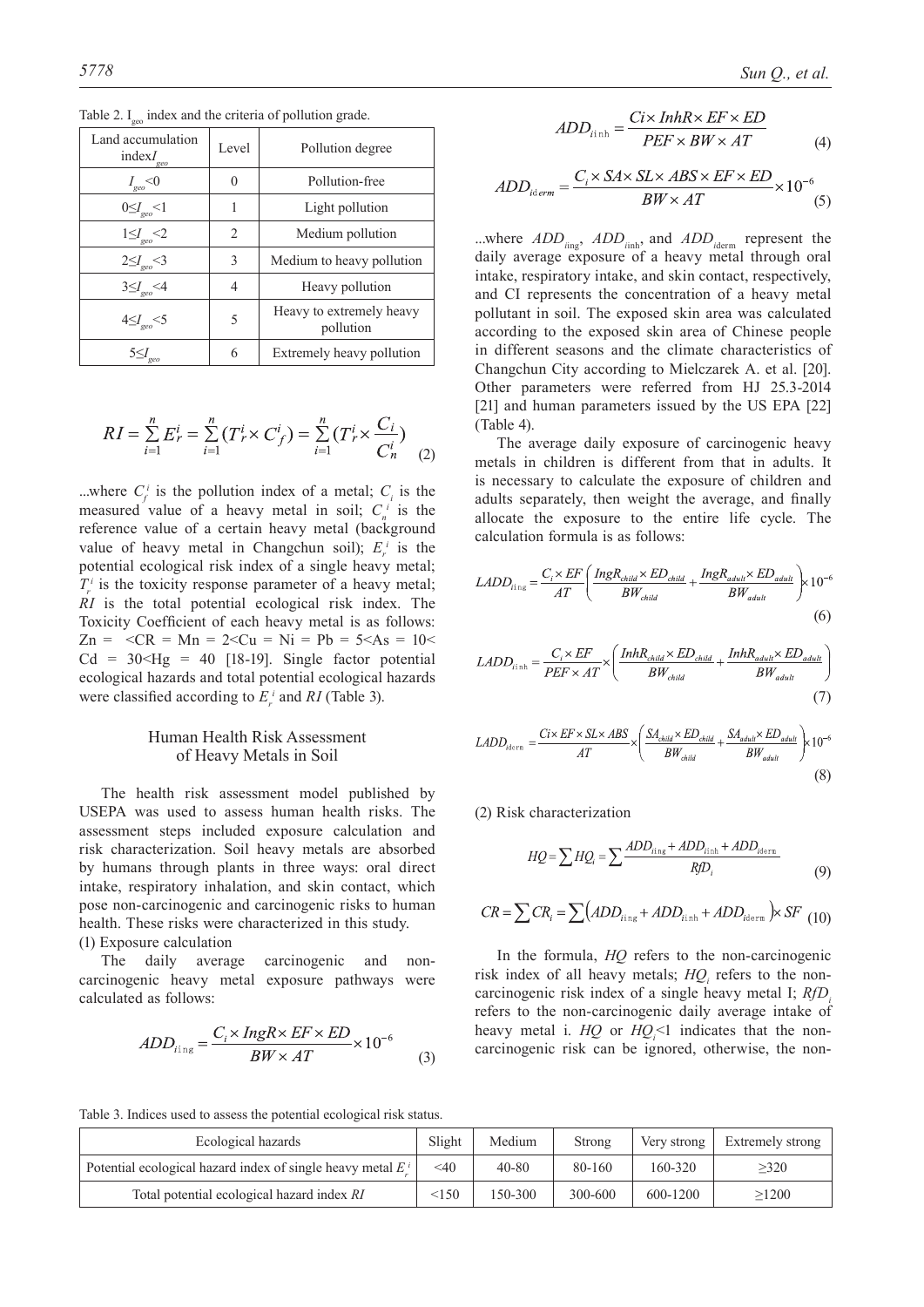Table 2. $I_{geo}$ index and the criteria of pollution grade.

| Land accumulation index$I_{geo}$ | Level | Pollution degree |
|---|---|---|
| $I_{geo}$<0 | 0 | Pollution-free |
| 0≤$I_{geo}$<1 | 1 | Light pollution |
| 1≤$I_{geo}$<2 | 2 | Medium pollution |
| 2≤$I_{geo}$<3 | 3 | Medium to heavy pollution |
| 3≤$I_{geo}$<4 | 4 | Heavy pollution |
| 4≤$I_{geo}$<5 | 5 | Heavy to extremely heavy pollution |
| 5≤$I_{geo}$ | 6 | Extremely heavy pollution |

$$RI = \sum_{i=1}^{n} E_r^i = \sum_{i=1}^{n} (T_r^i \times C_f^i) = \sum_{i=1}^{n} (T_r^i \times \frac{C_i}{C_n^i}) \quad (2)$$

...where $C_f^i$ is the pollution index of a metal; $C_i$ is the measured value of a heavy metal in soil; $C_n^i$ is the reference value of a certain heavy metal (background value of heavy metal in Changchun soil); $E_r^i$ is the potential ecological risk index of a single heavy metal; $T_r^i$ is the toxicity response parameter of a heavy metal; $RI$ is the total potential ecological risk index. The Toxicity Coefficient of each heavy metal is as follows: Zn = <CR = Mn = 2<Cu = Ni = Pb = 5<As = 10< Cd = 30<Hg = 40 [18-19]. Single factor potential ecological hazards and total potential ecological hazards were classified according to $E_r^i$ and $RI$ (Table 3).

## Human Health Risk Assessment of Heavy Metals in Soil

The health risk assessment model published by USEPA was used to assess human health risks. The assessment steps included exposure calculation and risk characterization. Soil heavy metals are absorbed by humans through plants in three ways: oral direct intake, respiratory inhalation, and skin contact, which pose non-carcinogenic and carcinogenic risks to human health. These risks were characterized in this study.

(1) Exposure calculation

The daily average carcinogenic and non-carcinogenic heavy metal exposure pathways were calculated as follows:

$$ADD_{i\text{ing}} = \frac{C_i \times IngR \times EF \times ED}{BW \times AT} \times 10^{-6} \quad (3)$$

$$ADD_{i\text{inh}} = \frac{Ci \times InhR \times EF \times ED}{PEF \times BW \times AT} \quad (4)$$

$$ADD_{i\text{derm}} = \frac{C_i \times SA \times SL \times ABS \times EF \times ED}{BW \times AT} \times 10^{-6} \quad (5)$$

...where $ADD_{i\text{ing}}$, $ADD_{i\text{inh}}$, and $ADD_{i\text{derm}}$ represent the daily average exposure of a heavy metal through oral intake, respiratory intake, and skin contact, respectively, and CI represents the concentration of a heavy metal pollutant in soil. The exposed skin area was calculated according to the exposed skin area of Chinese people in different seasons and the climate characteristics of Changchun City according to Mielczarek A. et al. [20]. Other parameters were referred from HJ 25.3-2014 [21] and human parameters issued by the US EPA [22] (Table 4).

The average daily exposure of carcinogenic heavy metals in children is different from that in adults. It is necessary to calculate the exposure of children and adults separately, then weight the average, and finally allocate the exposure to the entire life cycle. The calculation formula is as follows:

$$LADD_{i\text{ing}} = \frac{C_i \times EF}{AT}\left(\frac{IngR_{child} \times ED_{child}}{BW_{child}} + \frac{IngR_{adult} \times ED_{adult}}{BW_{adult}}\right) \times 10^{-6} \quad (6)$$

$$LADD_{i\text{inh}} = \frac{C_i \times EF}{PEF \times AT} \times \left(\frac{InhR_{child} \times ED_{child}}{BW_{child}} + \frac{InhR_{adult} \times ED_{adult}}{BW_{adult}}\right) \quad (7)$$

$$LADD_{i\text{derm}} = \frac{Ci \times EF \times SL \times ABS}{AT} \times \left(\frac{SA_{child} \times ED_{child}}{BW_{child}} + \frac{SA_{adult} \times ED_{adult}}{BW_{adult}}\right) \times 10^{-6} \quad (8)$$

(2) Risk characterization

$$HQ = \sum HQ_i = \sum \frac{ADD_{i\text{ing}} + ADD_{i\text{inh}} + ADD_{i\text{derm}}}{RfD_i} \quad (9)$$

$$CR = \sum CR_i = \sum \left(ADD_{i\text{ing}} + ADD_{i\text{inh}} + ADD_{i\text{derm}}\right) \times SF \quad (10)$$

In the formula, $HQ$ refers to the non-carcinogenic risk index of all heavy metals; $HQ_i$ refers to the non-carcinogenic risk index of a single heavy metal I; $RfD_i$ refers to the non-carcinogenic daily average intake of heavy metal i. $HQ$ or $HQ_i$<1 indicates that the non-carcinogenic risk can be ignored, otherwise, the non-

Table 3. Indices used to assess the potential ecological risk status.

| Ecological hazards | Slight | Medium | Strong | Very strong | Extremely strong |
|---|---|---|---|---|---|
| Potential ecological hazard index of single heavy metal $E_r^i$ | <40 | 40-80 | 80-160 | 160-320 | ≥320 |
| Total potential ecological hazard index $RI$ | <150 | 150-300 | 300-600 | 600-1200 | ≥1200 |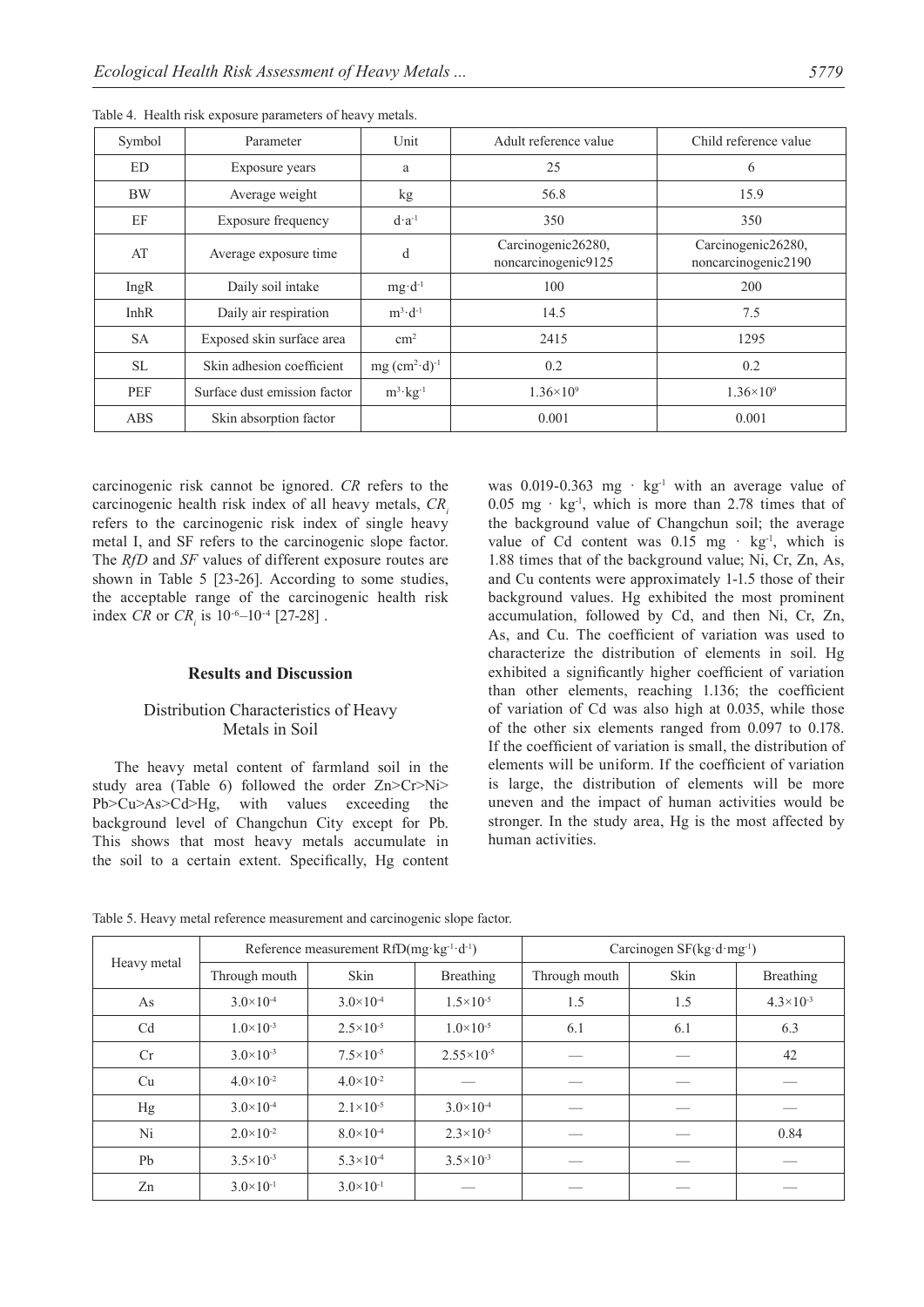Table 4. Health risk exposure parameters of heavy metals.

| Symbol | Parameter | Unit | Adult reference value | Child reference value |
|---|---|---|---|---|
| ED | Exposure years | a | 25 | 6 |
| BW | Average weight | kg | 56.8 | 15.9 |
| EF | Exposure frequency | $d \cdot a^{-1}$ | 350 | 350 |
| AT | Average exposure time | d | Carcinogenic26280, noncarcinogenic9125 | Carcinogenic26280, noncarcinogenic2190 |
| IngR | Daily soil intake | $mg \cdot d^{-1}$ | 100 | 200 |
| InhR | Daily air respiration | $m^3 \cdot d^{-1}$ | 14.5 | 7.5 |
| SA | Exposed skin surface area | $cm^2$ | 2415 | 1295 |
| SL | Skin adhesion coefficient | $mg\ (cm^2 \cdot d)^{-1}$ | 0.2 | 0.2 |
| PEF | Surface dust emission factor | $m^3 \cdot kg^{-1}$ | $1.36\times10^9$ | $1.36\times10^9$ |
| ABS | Skin absorption factor | | 0.001 | 0.001 |

carcinogenic risk cannot be ignored. *CR* refers to the carcinogenic health risk index of all heavy metals, $CR_i$ refers to the carcinogenic risk index of single heavy metal I, and SF refers to the carcinogenic slope factor. The *RfD* and *SF* values of different exposure routes are shown in Table 5 [23-26]. According to some studies, the acceptable range of the carcinogenic health risk index *CR* or $CR_i$ is $10^{-6}$–$10^{-4}$ [27-28] .

## Results and Discussion

### Distribution Characteristics of Heavy Metals in Soil

The heavy metal content of farmland soil in the study area (Table 6) followed the order Zn>Cr>Ni>Pb>Cu>As>Cd>Hg, with values exceeding the background level of Changchun City except for Pb. This shows that most heavy metals accumulate in the soil to a certain extent. Specifically, Hg content was 0.019-0.363 $mg \cdot kg^{-1}$ with an average value of 0.05 $mg \cdot kg^{-1}$, which is more than 2.78 times that of the background value of Changchun soil; the average value of Cd content was 0.15 $mg \cdot kg^{-1}$, which is 1.88 times that of the background value; Ni, Cr, Zn, As, and Cu contents were approximately 1-1.5 those of their background values. Hg exhibited the most prominent accumulation, followed by Cd, and then Ni, Cr, Zn, As, and Cu. The coefficient of variation was used to characterize the distribution of elements in soil. Hg exhibited a significantly higher coefficient of variation than other elements, reaching 1.136; the coefficient of variation of Cd was also high at 0.035, while those of the other six elements ranged from 0.097 to 0.178. If the coefficient of variation is small, the distribution of elements will be uniform. If the coefficient of variation is large, the distribution of elements will be more uneven and the impact of human activities would be stronger. In the study area, Hg is the most affected by human activities.

Table 5. Heavy metal reference measurement and carcinogenic slope factor.

| Heavy metal | Reference measurement RfD($mg \cdot kg^{-1} \cdot d^{-1}$) | | | Carcinogen SF($kg \cdot d \cdot mg^{-1}$) | | |
|---|---|---|---|---|---|---|
| | Through mouth | Skin | Breathing | Through mouth | Skin | Breathing |
| As | $3.0\times10^{-4}$ | $3.0\times10^{-4}$ | $1.5\times10^{-5}$ | 1.5 | 1.5 | $4.3\times10^{-3}$ |
| Cd | $1.0\times10^{-3}$ | $2.5\times10^{-5}$ | $1.0\times10^{-5}$ | 6.1 | 6.1 | 6.3 |
| Cr | $3.0\times10^{-3}$ | $7.5\times10^{-5}$ | $2.55\times10^{-5}$ | — | — | 42 |
| Cu | $4.0\times10^{-2}$ | $4.0\times10^{-2}$ | — | — | — | — |
| Hg | $3.0\times10^{-4}$ | $2.1\times10^{-5}$ | $3.0\times10^{-4}$ | — | — | — |
| Ni | $2.0\times10^{-2}$ | $8.0\times10^{-4}$ | $2.3\times10^{-5}$ | — | — | 0.84 |
| Pb | $3.5\times10^{-3}$ | $5.3\times10^{-4}$ | $3.5\times10^{-3}$ | — | — | — |
| Zn | $3.0\times10^{-1}$ | $3.0\times10^{-1}$ | — | — | — | — |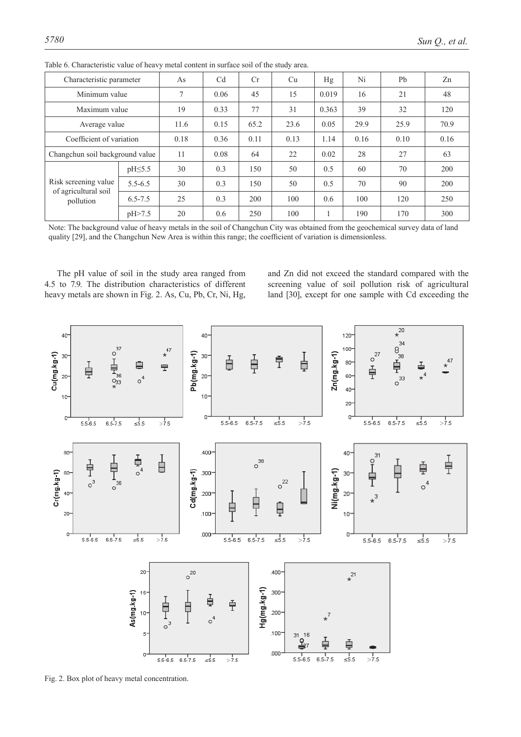Table 6. Characteristic value of heavy metal content in surface soil of the study area.

| Characteristic parameter | | As | Cd | Cr | Cu | Hg | Ni | Pb | Zn |
|---|---|---|---|---|---|---|---|---|---|
| Minimum value | | 7 | 0.06 | 45 | 15 | 0.019 | 16 | 21 | 48 |
| Maximum value | | 19 | 0.33 | 77 | 31 | 0.363 | 39 | 32 | 120 |
| Average value | | 11.6 | 0.15 | 65.2 | 23.6 | 0.05 | 29.9 | 25.9 | 70.9 |
| Coefficient of variation | | 0.18 | 0.36 | 0.11 | 0.13 | 1.14 | 0.16 | 0.10 | 0.16 |
| Changchun soil background value | | 11 | 0.08 | 64 | 22 | 0.02 | 28 | 27 | 63 |
| Risk screening value of agricultural soil pollution | pH≤5.5 | 30 | 0.3 | 150 | 50 | 0.5 | 60 | 70 | 200 |
| | 5.5-6.5 | 30 | 0.3 | 150 | 50 | 0.5 | 70 | 90 | 200 |
| | 6.5-7.5 | 25 | 0.3 | 200 | 100 | 0.6 | 100 | 120 | 250 |
| | pH>7.5 | 20 | 0.6 | 250 | 100 | 1 | 190 | 170 | 300 |

Note: The background value of heavy metals in the soil of Changchun City was obtained from the geochemical survey data of land quality [29], and the Changchun New Area is within this range; the coefficient of variation is dimensionless.

The pH value of soil in the study area ranged from 4.5 to 7.9. The distribution characteristics of different heavy metals are shown in Fig. 2. As, Cu, Pb, Cr, Ni, Hg, and Zn did not exceed the standard compared with the screening value of soil pollution risk of agricultural land [30], except for one sample with Cd exceeding the

Fig. 2. Box plot of heavy metal concentration.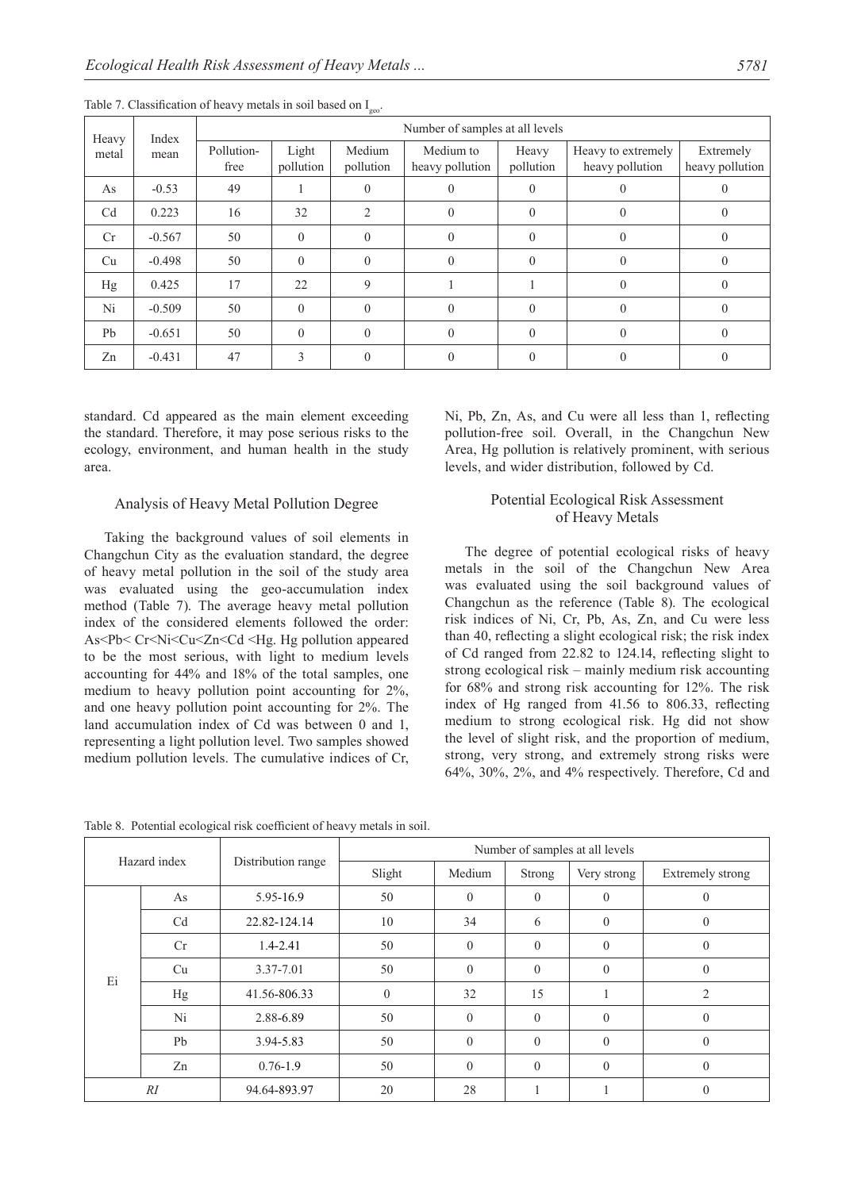Table 7. Classification of heavy metals in soil based on $I_{geo}$.

| Heavy metal | Index mean | Number of samples at all levels | | | | | | |
|---|---|---|---|---|---|---|---|---|
| | | Pollution-free | Light pollution | Medium pollution | Medium to heavy pollution | Heavy pollution | Heavy to extremely heavy pollution | Extremely heavy pollution |
| As | -0.53 | 49 | 1 | 0 | 0 | 0 | 0 | 0 |
| Cd | 0.223 | 16 | 32 | 2 | 0 | 0 | 0 | 0 |
| Cr | -0.567 | 50 | 0 | 0 | 0 | 0 | 0 | 0 |
| Cu | -0.498 | 50 | 0 | 0 | 0 | 0 | 0 | 0 |
| Hg | 0.425 | 17 | 22 | 9 | 1 | 1 | 0 | 0 |
| Ni | -0.509 | 50 | 0 | 0 | 0 | 0 | 0 | 0 |
| Pb | -0.651 | 50 | 0 | 0 | 0 | 0 | 0 | 0 |
| Zn | -0.431 | 47 | 3 | 0 | 0 | 0 | 0 | 0 |

standard. Cd appeared as the main element exceeding the standard. Therefore, it may pose serious risks to the ecology, environment, and human health in the study area.

### Analysis of Heavy Metal Pollution Degree

Taking the background values of soil elements in Changchun City as the evaluation standard, the degree of heavy metal pollution in the soil of the study area was evaluated using the geo-accumulation index method (Table 7). The average heavy metal pollution index of the considered elements followed the order: As<Pb< Cr<Ni<Cu<Zn<Cd <Hg. Hg pollution appeared to be the most serious, with light to medium levels accounting for 44% and 18% of the total samples, one medium to heavy pollution point accounting for 2%, and one heavy pollution point accounting for 2%. The land accumulation index of Cd was between 0 and 1, representing a light pollution level. Two samples showed medium pollution levels. The cumulative indices of Cr, Ni, Pb, Zn, As, and Cu were all less than 1, reflecting pollution-free soil. Overall, in the Changchun New Area, Hg pollution is relatively prominent, with serious levels, and wider distribution, followed by Cd.

### Potential Ecological Risk Assessment of Heavy Metals

The degree of potential ecological risks of heavy metals in the soil of the Changchun New Area was evaluated using the soil background values of Changchun as the reference (Table 8). The ecological risk indices of Ni, Cr, Pb, As, Zn, and Cu were less than 40, reflecting a slight ecological risk; the risk index of Cd ranged from 22.82 to 124.14, reflecting slight to strong ecological risk – mainly medium risk accounting for 68% and strong risk accounting for 12%. The risk index of Hg ranged from 41.56 to 806.33, reflecting medium to strong ecological risk. Hg did not show the level of slight risk, and the proportion of medium, strong, very strong, and extremely strong risks were 64%, 30%, 2%, and 4% respectively. Therefore, Cd and

Table 8. Potential ecological risk coefficient of heavy metals in soil.

| Hazard index | | Distribution range | Number of samples at all levels | | | | |
|---|---|---|---|---|---|---|---|
| | | | Slight | Medium | Strong | Very strong | Extremely strong |
| Ei | As | 5.95-16.9 | 50 | 0 | 0 | 0 | 0 |
| | Cd | 22.82-124.14 | 10 | 34 | 6 | 0 | 0 |
| | Cr | 1.4-2.41 | 50 | 0 | 0 | 0 | 0 |
| | Cu | 3.37-7.01 | 50 | 0 | 0 | 0 | 0 |
| | Hg | 41.56-806.33 | 0 | 32 | 15 | 1 | 2 |
| | Ni | 2.88-6.89 | 50 | 0 | 0 | 0 | 0 |
| | Pb | 3.94-5.83 | 50 | 0 | 0 | 0 | 0 |
| | Zn | 0.76-1.9 | 50 | 0 | 0 | 0 | 0 |
| *RI* | | 94.64-893.97 | 20 | 28 | 1 | 1 | 0 |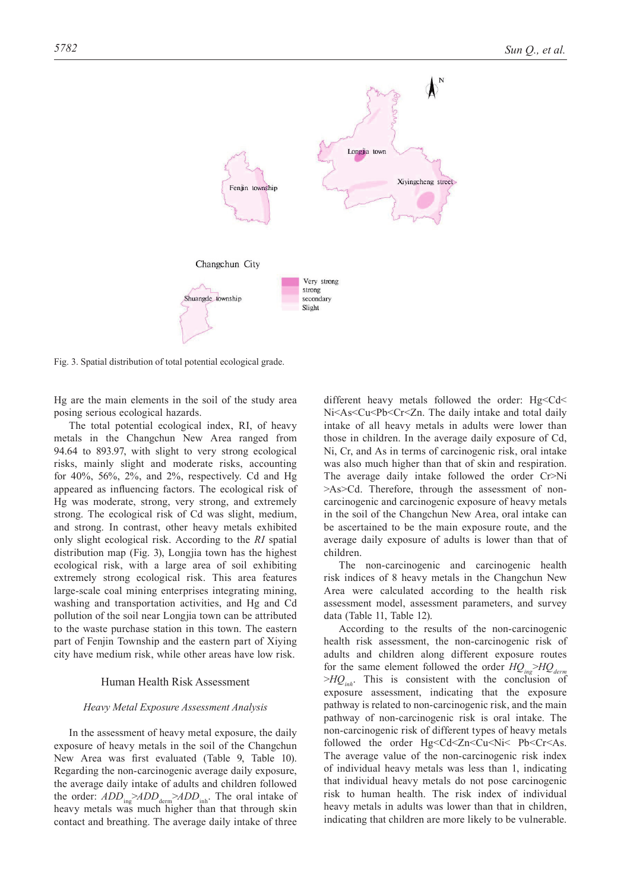Fig. 3. Spatial distribution of total potential ecological grade.

Hg are the main elements in the soil of the study area posing serious ecological hazards.

The total potential ecological index, RI, of heavy metals in the Changchun New Area ranged from 94.64 to 893.97, with slight to very strong ecological risks, mainly slight and moderate risks, accounting for 40%, 56%, 2%, and 2%, respectively. Cd and Hg appeared as influencing factors. The ecological risk of Hg was moderate, strong, very strong, and extremely strong. The ecological risk of Cd was slight, medium, and strong. In contrast, other heavy metals exhibited only slight ecological risk. According to the *RI* spatial distribution map (Fig. 3), Longjia town has the highest ecological risk, with a large area of soil exhibiting extremely strong ecological risk. This area features large-scale coal mining enterprises integrating mining, washing and transportation activities, and Hg and Cd pollution of the soil near Longjia town can be attributed to the waste purchase station in this town. The eastern part of Fenjin Township and the eastern part of Xiying city have medium risk, while other areas have low risk.

## Human Health Risk Assessment

### *Heavy Metal Exposure Assessment Analysis*

In the assessment of heavy metal exposure, the daily exposure of heavy metals in the soil of the Changchun New Area was first evaluated (Table 9, Table 10). Regarding the non-carcinogenic average daily exposure, the average daily intake of adults and children followed the order: $ADD_{ing}$>$ADD_{derm}$>$ADD_{inh}$. The oral intake of heavy metals was much higher than that through skin contact and breathing. The average daily intake of three different heavy metals followed the order: Hg<Cd<Ni<As<Cu<Pb<Cr<Zn. The daily intake and total daily intake of all heavy metals in adults were lower than those in children. In the average daily exposure of Cd, Ni, Cr, and As in terms of carcinogenic risk, oral intake was also much higher than that of skin and respiration. The average daily intake followed the order Cr>Ni>As>Cd. Therefore, through the assessment of non-carcinogenic and carcinogenic exposure of heavy metals in the soil of the Changchun New Area, oral intake can be ascertained to be the main exposure route, and the average daily exposure of adults is lower than that of children.

The non-carcinogenic and carcinogenic health risk indices of 8 heavy metals in the Changchun New Area were calculated according to the health risk assessment model, assessment parameters, and survey data (Table 11, Table 12).

According to the results of the non-carcinogenic health risk assessment, the non-carcinogenic risk of adults and children along different exposure routes for the same element followed the order $HQ_{ing}$>$HQ_{derm}$>$HQ_{inh}$. This is consistent with the conclusion of exposure assessment, indicating that the exposure pathway is related to non-carcinogenic risk, and the main pathway of non-carcinogenic risk is oral intake. The non-carcinogenic risk of different types of heavy metals followed the order Hg<Cd<Zn<Cu<Ni< Pb<Cr<As. The average value of the non-carcinogenic risk index of individual heavy metals was less than 1, indicating that individual heavy metals do not pose carcinogenic risk to human health. The risk index of individual heavy metals in adults was lower than that in children, indicating that children are more likely to be vulnerable.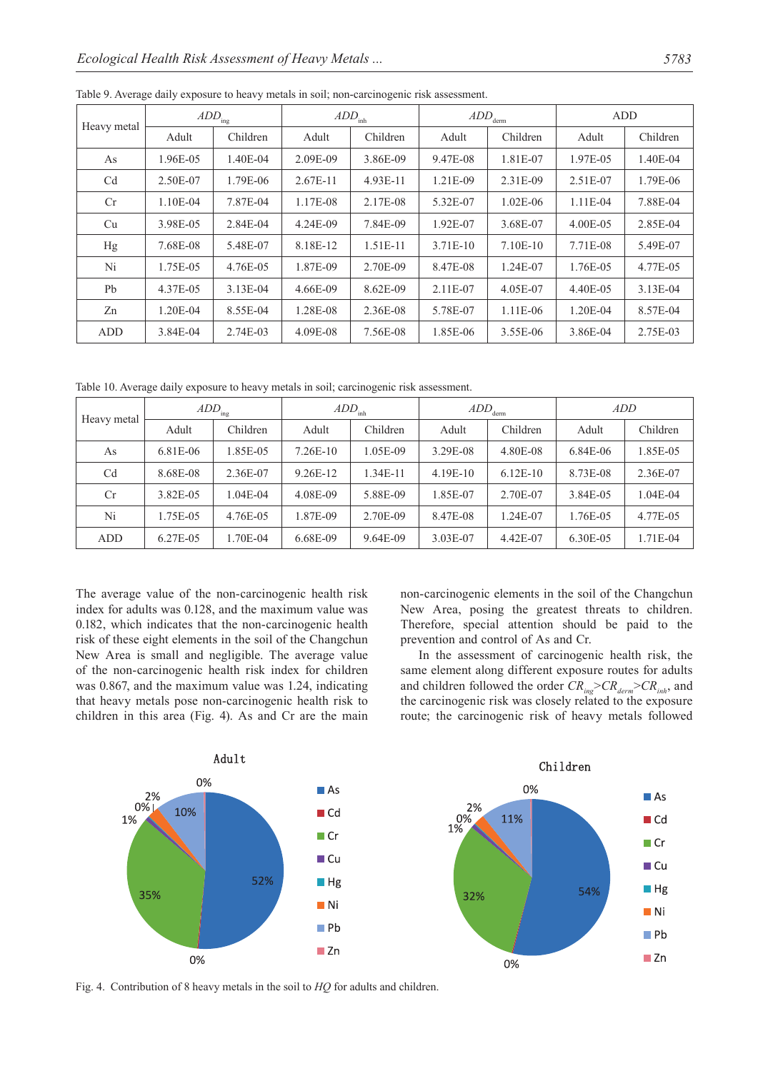Table 9. Average daily exposure to heavy metals in soil; non-carcinogenic risk assessment.

| Heavy metal | $ADD_{ing}$ | | $ADD_{inh}$ | | $ADD_{derm}$ | | ADD | |
|---|---|---|---|---|---|---|---|---|
| | Adult | Children | Adult | Children | Adult | Children | Adult | Children |
| As | 1.96E-05 | 1.40E-04 | 2.09E-09 | 3.86E-09 | 9.47E-08 | 1.81E-07 | 1.97E-05 | 1.40E-04 |
| Cd | 2.50E-07 | 1.79E-06 | 2.67E-11 | 4.93E-11 | 1.21E-09 | 2.31E-09 | 2.51E-07 | 1.79E-06 |
| Cr | 1.10E-04 | 7.87E-04 | 1.17E-08 | 2.17E-08 | 5.32E-07 | 1.02E-06 | 1.11E-04 | 7.88E-04 |
| Cu | 3.98E-05 | 2.84E-04 | 4.24E-09 | 7.84E-09 | 1.92E-07 | 3.68E-07 | 4.00E-05 | 2.85E-04 |
| Hg | 7.68E-08 | 5.48E-07 | 8.18E-12 | 1.51E-11 | 3.71E-10 | 7.10E-10 | 7.71E-08 | 5.49E-07 |
| Ni | 1.75E-05 | 4.76E-05 | 1.87E-09 | 2.70E-09 | 8.47E-08 | 1.24E-07 | 1.76E-05 | 4.77E-05 |
| Pb | 4.37E-05 | 3.13E-04 | 4.66E-09 | 8.62E-09 | 2.11E-07 | 4.05E-07 | 4.40E-05 | 3.13E-04 |
| Zn | 1.20E-04 | 8.55E-04 | 1.28E-08 | 2.36E-08 | 5.78E-07 | 1.11E-06 | 1.20E-04 | 8.57E-04 |
| ADD | 3.84E-04 | 2.74E-03 | 4.09E-08 | 7.56E-08 | 1.85E-06 | 3.55E-06 | 3.86E-04 | 2.75E-03 |

Table 10. Average daily exposure to heavy metals in soil; carcinogenic risk assessment.

| Heavy metal | $ADD_{ing}$ | | $ADD_{inh}$ | | $ADD_{derm}$ | | *ADD* | |
|---|---|---|---|---|---|---|---|---|
| | Adult | Children | Adult | Children | Adult | Children | Adult | Children |
| As | 6.81E-06 | 1.85E-05 | 7.26E-10 | 1.05E-09 | 3.29E-08 | 4.80E-08 | 6.84E-06 | 1.85E-05 |
| Cd | 8.68E-08 | 2.36E-07 | 9.26E-12 | 1.34E-11 | 4.19E-10 | 6.12E-10 | 8.73E-08 | 2.36E-07 |
| Cr | 3.82E-05 | 1.04E-04 | 4.08E-09 | 5.88E-09 | 1.85E-07 | 2.70E-07 | 3.84E-05 | 1.04E-04 |
| Ni | 1.75E-05 | 4.76E-05 | 1.87E-09 | 2.70E-09 | 8.47E-08 | 1.24E-07 | 1.76E-05 | 4.77E-05 |
| ADD | 6.27E-05 | 1.70E-04 | 6.68E-09 | 9.64E-09 | 3.03E-07 | 4.42E-07 | 6.30E-05 | 1.71E-04 |

The average value of the non-carcinogenic health risk index for adults was 0.128, and the maximum value was 0.182, which indicates that the non-carcinogenic health risk of these eight elements in the soil of the Changchun New Area is small and negligible. The average value of the non-carcinogenic health risk index for children was 0.867, and the maximum value was 1.24, indicating that heavy metals pose non-carcinogenic health risk to children in this area (Fig. 4). As and Cr are the main non-carcinogenic elements in the soil of the Changchun New Area, posing the greatest threats to children. Therefore, special attention should be paid to the prevention and control of As and Cr.

In the assessment of carcinogenic health risk, the same element along different exposure routes for adults and children followed the order $CR_{ing}$>$CR_{derm}$>$CR_{inh}$, and the carcinogenic risk was closely related to the exposure route; the carcinogenic risk of heavy metals followed

Fig. 4. Contribution of 8 heavy metals in the soil to *HQ* for adults and children.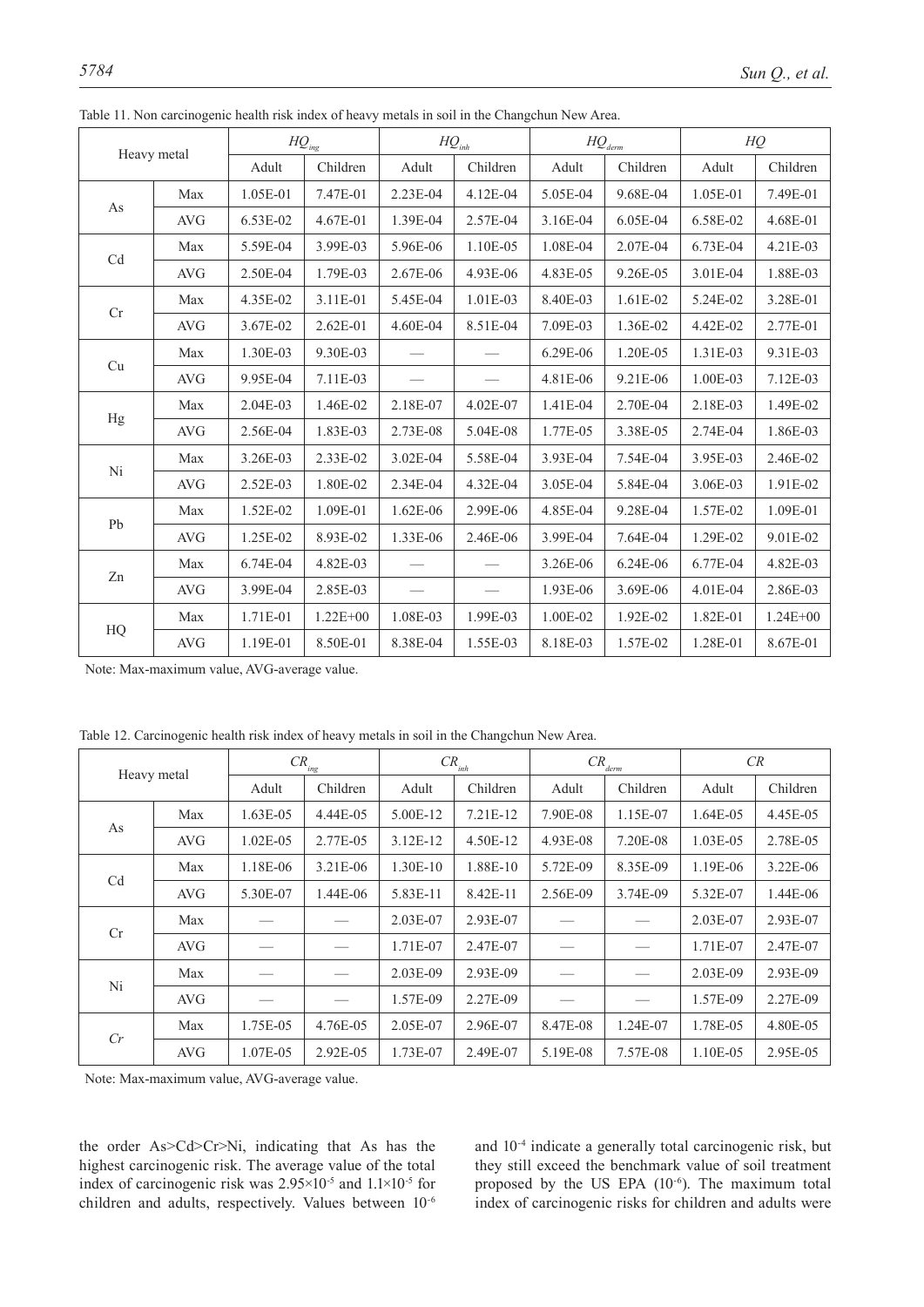Table 11. Non carcinogenic health risk index of heavy metals in soil in the Changchun New Area.

| Heavy metal | | $HQ_{ing}$ | | $HQ_{inh}$ | | $HQ_{derm}$ | | $HQ$ | |
|---|---|---|---|---|---|---|---|---|---|
| | | Adult | Children | Adult | Children | Adult | Children | Adult | Children |
| As | Max | 1.05E-01 | 7.47E-01 | 2.23E-04 | 4.12E-04 | 5.05E-04 | 9.68E-04 | 1.05E-01 | 7.49E-01 |
| | AVG | 6.53E-02 | 4.67E-01 | 1.39E-04 | 2.57E-04 | 3.16E-04 | 6.05E-04 | 6.58E-02 | 4.68E-01 |
| Cd | Max | 5.59E-04 | 3.99E-03 | 5.96E-06 | 1.10E-05 | 1.08E-04 | 2.07E-04 | 6.73E-04 | 4.21E-03 |
| | AVG | 2.50E-04 | 1.79E-03 | 2.67E-06 | 4.93E-06 | 4.83E-05 | 9.26E-05 | 3.01E-04 | 1.88E-03 |
| Cr | Max | 4.35E-02 | 3.11E-01 | 5.45E-04 | 1.01E-03 | 8.40E-03 | 1.61E-02 | 5.24E-02 | 3.28E-01 |
| | AVG | 3.67E-02 | 2.62E-01 | 4.60E-04 | 8.51E-04 | 7.09E-03 | 1.36E-02 | 4.42E-02 | 2.77E-01 |
| Cu | Max | 1.30E-03 | 9.30E-03 | — | — | 6.29E-06 | 1.20E-05 | 1.31E-03 | 9.31E-03 |
| | AVG | 9.95E-04 | 7.11E-03 | — | — | 4.81E-06 | 9.21E-06 | 1.00E-03 | 7.12E-03 |
| Hg | Max | 2.04E-03 | 1.46E-02 | 2.18E-07 | 4.02E-07 | 1.41E-04 | 2.70E-04 | 2.18E-03 | 1.49E-02 |
| | AVG | 2.56E-04 | 1.83E-03 | 2.73E-08 | 5.04E-08 | 1.77E-05 | 3.38E-05 | 2.74E-04 | 1.86E-03 |
| Ni | Max | 3.26E-03 | 2.33E-02 | 3.02E-04 | 5.58E-04 | 3.93E-04 | 7.54E-04 | 3.95E-03 | 2.46E-02 |
| | AVG | 2.52E-03 | 1.80E-02 | 2.34E-04 | 4.32E-04 | 3.05E-04 | 5.84E-04 | 3.06E-03 | 1.91E-02 |
| Pb | Max | 1.52E-02 | 1.09E-01 | 1.62E-06 | 2.99E-06 | 4.85E-04 | 9.28E-04 | 1.57E-02 | 1.09E-01 |
| | AVG | 1.25E-02 | 8.93E-02 | 1.33E-06 | 2.46E-06 | 3.99E-04 | 7.64E-04 | 1.29E-02 | 9.01E-02 |
| Zn | Max | 6.74E-04 | 4.82E-03 | — | — | 3.26E-06 | 6.24E-06 | 6.77E-04 | 4.82E-03 |
| | AVG | 3.99E-04 | 2.85E-03 | — | — | 1.93E-06 | 3.69E-06 | 4.01E-04 | 2.86E-03 |
| HQ | Max | 1.71E-01 | 1.22E+00 | 1.08E-03 | 1.99E-03 | 1.00E-02 | 1.92E-02 | 1.82E-01 | 1.24E+00 |
| | AVG | 1.19E-01 | 8.50E-01 | 8.38E-04 | 1.55E-03 | 8.18E-03 | 1.57E-02 | 1.28E-01 | 8.67E-01 |

Note: Max-maximum value, AVG-average value.

Table 12. Carcinogenic health risk index of heavy metals in soil in the Changchun New Area.

| Heavy metal | | $CR_{ing}$ | | $CR_{inh}$ | | $CR_{derm}$ | | $CR$ | |
|---|---|---|---|---|---|---|---|---|---|
| | | Adult | Children | Adult | Children | Adult | Children | Adult | Children |
| As | Max | 1.63E-05 | 4.44E-05 | 5.00E-12 | 7.21E-12 | 7.90E-08 | 1.15E-07 | 1.64E-05 | 4.45E-05 |
| | AVG | 1.02E-05 | 2.77E-05 | 3.12E-12 | 4.50E-12 | 4.93E-08 | 7.20E-08 | 1.03E-05 | 2.78E-05 |
| Cd | Max | 1.18E-06 | 3.21E-06 | 1.30E-10 | 1.88E-10 | 5.72E-09 | 8.35E-09 | 1.19E-06 | 3.22E-06 |
| | AVG | 5.30E-07 | 1.44E-06 | 5.83E-11 | 8.42E-11 | 2.56E-09 | 3.74E-09 | 5.32E-07 | 1.44E-06 |
| Cr | Max | — | — | 2.03E-07 | 2.93E-07 | — | — | 2.03E-07 | 2.93E-07 |
| | AVG | — | — | 1.71E-07 | 2.47E-07 | — | — | 1.71E-07 | 2.47E-07 |
| Ni | Max | — | — | 2.03E-09 | 2.93E-09 | — | — | 2.03E-09 | 2.93E-09 |
| | AVG | — | — | 1.57E-09 | 2.27E-09 | — | — | 1.57E-09 | 2.27E-09 |
| *Cr* | Max | 1.75E-05 | 4.76E-05 | 2.05E-07 | 2.96E-07 | 8.47E-08 | 1.24E-07 | 1.78E-05 | 4.80E-05 |
| | AVG | 1.07E-05 | 2.92E-05 | 1.73E-07 | 2.49E-07 | 5.19E-08 | 7.57E-08 | 1.10E-05 | 2.95E-05 |

Note: Max-maximum value, AVG-average value.

the order As>Cd>Cr>Ni, indicating that As has the highest carcinogenic risk. The average value of the total index of carcinogenic risk was $2.95\times10^{-5}$ and $1.1\times10^{-5}$ for children and adults, respectively. Values between $10^{-6}$ and $10^{-4}$ indicate a generally total carcinogenic risk, but they still exceed the benchmark value of soil treatment proposed by the US EPA ($10^{-6}$). The maximum total index of carcinogenic risks for children and adults were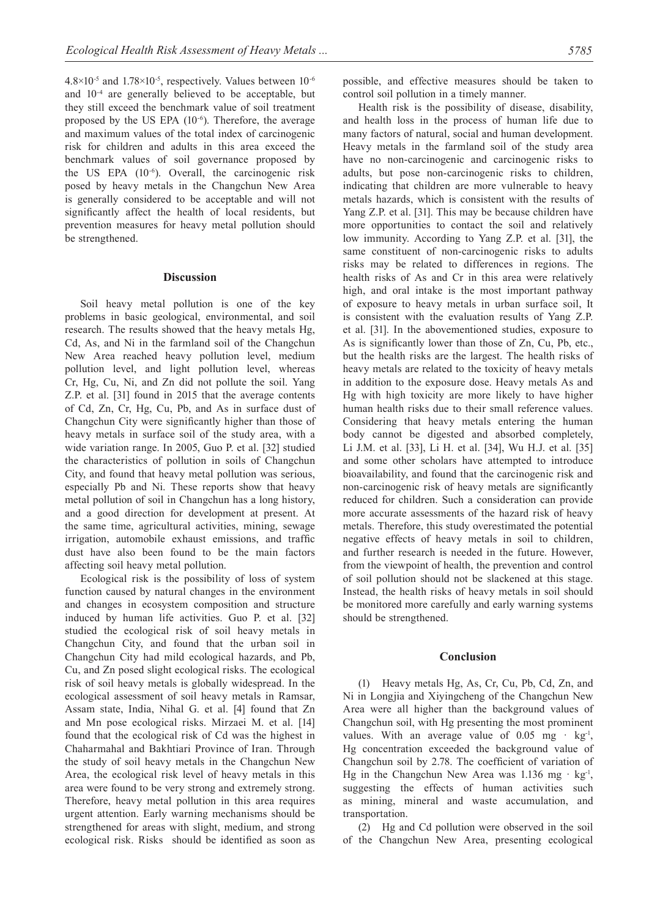$4.8 \times 10^{-5}$ and $1.78 \times 10^{-5}$, respectively. Values between $10^{-6}$ and $10^{-4}$ are generally believed to be acceptable, but they still exceed the benchmark value of soil treatment proposed by the US EPA ($10^{-6}$). Therefore, the average and maximum values of the total index of carcinogenic risk for children and adults in this area exceed the benchmark values of soil governance proposed by the US EPA ($10^{-6}$). Overall, the carcinogenic risk posed by heavy metals in the Changchun New Area is generally considered to be acceptable and will not significantly affect the health of local residents, but prevention measures for heavy metal pollution should be strengthened.

## Discussion

Soil heavy metal pollution is one of the key problems in basic geological, environmental, and soil research. The results showed that the heavy metals Hg, Cd, As, and Ni in the farmland soil of the Changchun New Area reached heavy pollution level, medium pollution level, and light pollution level, whereas Cr, Hg, Cu, Ni, and Zn did not pollute the soil. Yang Z.P. et al. [31] found in 2015 that the average contents of Cd, Zn, Cr, Hg, Cu, Pb, and As in surface dust of Changchun City were significantly higher than those of heavy metals in surface soil of the study area, with a wide variation range. In 2005, Guo P. et al. [32] studied the characteristics of pollution in soils of Changchun City, and found that heavy metal pollution was serious, especially Pb and Ni. These reports show that heavy metal pollution of soil in Changchun has a long history, and a good direction for development at present. At the same time, agricultural activities, mining, sewage irrigation, automobile exhaust emissions, and traffic dust have also been found to be the main factors affecting soil heavy metal pollution.

Ecological risk is the possibility of loss of system function caused by natural changes in the environment and changes in ecosystem composition and structure induced by human life activities. Guo P. et al. [32] studied the ecological risk of soil heavy metals in Changchun City, and found that the urban soil in Changchun City had mild ecological hazards, and Pb, Cu, and Zn posed slight ecological risks. The ecological risk of soil heavy metals is globally widespread. In the ecological assessment of soil heavy metals in Ramsar, Assam state, India, Nihal G. et al. [4] found that Zn and Mn pose ecological risks. Mirzaei M. et al. [14] found that the ecological risk of Cd was the highest in Chaharmahal and Bakhtiari Province of Iran. Through the study of soil heavy metals in the Changchun New Area, the ecological risk level of heavy metals in this area were found to be very strong and extremely strong. Therefore, heavy metal pollution in this area requires urgent attention. Early warning mechanisms should be strengthened for areas with slight, medium, and strong ecological risk. Risks should be identified as soon as possible, and effective measures should be taken to control soil pollution in a timely manner.

Health risk is the possibility of disease, disability, and health loss in the process of human life due to many factors of natural, social and human development. Heavy metals in the farmland soil of the study area have no non-carcinogenic and carcinogenic risks to adults, but pose non-carcinogenic risks to children, indicating that children are more vulnerable to heavy metals hazards, which is consistent with the results of Yang Z.P. et al. [31]. This may be because children have more opportunities to contact the soil and relatively low immunity. According to Yang Z.P. et al. [31], the same constituent of non-carcinogenic risks to adults risks may be related to differences in regions. The health risks of As and Cr in this area were relatively high, and oral intake is the most important pathway of exposure to heavy metals in urban surface soil, It is consistent with the evaluation results of Yang Z.P. et al. [31]. In the abovementioned studies, exposure to As is significantly lower than those of Zn, Cu, Pb, etc., but the health risks are the largest. The health risks of heavy metals are related to the toxicity of heavy metals in addition to the exposure dose. Heavy metals As and Hg with high toxicity are more likely to have higher human health risks due to their small reference values. Considering that heavy metals entering the human body cannot be digested and absorbed completely, Li J.M. et al. [33], Li H. et al. [34], Wu H.J. et al. [35] and some other scholars have attempted to introduce bioavailability, and found that the carcinogenic risk and non-carcinogenic risk of heavy metals are significantly reduced for children. Such a consideration can provide more accurate assessments of the hazard risk of heavy metals. Therefore, this study overestimated the potential negative effects of heavy metals in soil to children, and further research is needed in the future. However, from the viewpoint of health, the prevention and control of soil pollution should not be slackened at this stage. Instead, the health risks of heavy metals in soil should be monitored more carefully and early warning systems should be strengthened.

## Conclusion

(1) Heavy metals Hg, As, Cr, Cu, Pb, Cd, Zn, and Ni in Longjia and Xiyingcheng of the Changchun New Area were all higher than the background values of Changchun soil, with Hg presenting the most prominent values. With an average value of 0.05 mg · kg$^{-1}$, Hg concentration exceeded the background value of Changchun soil by 2.78. The coefficient of variation of Hg in the Changchun New Area was 1.136 mg · kg$^{-1}$, suggesting the effects of human activities such as mining, mineral and waste accumulation, and transportation.

(2) Hg and Cd pollution were observed in the soil of the Changchun New Area, presenting ecological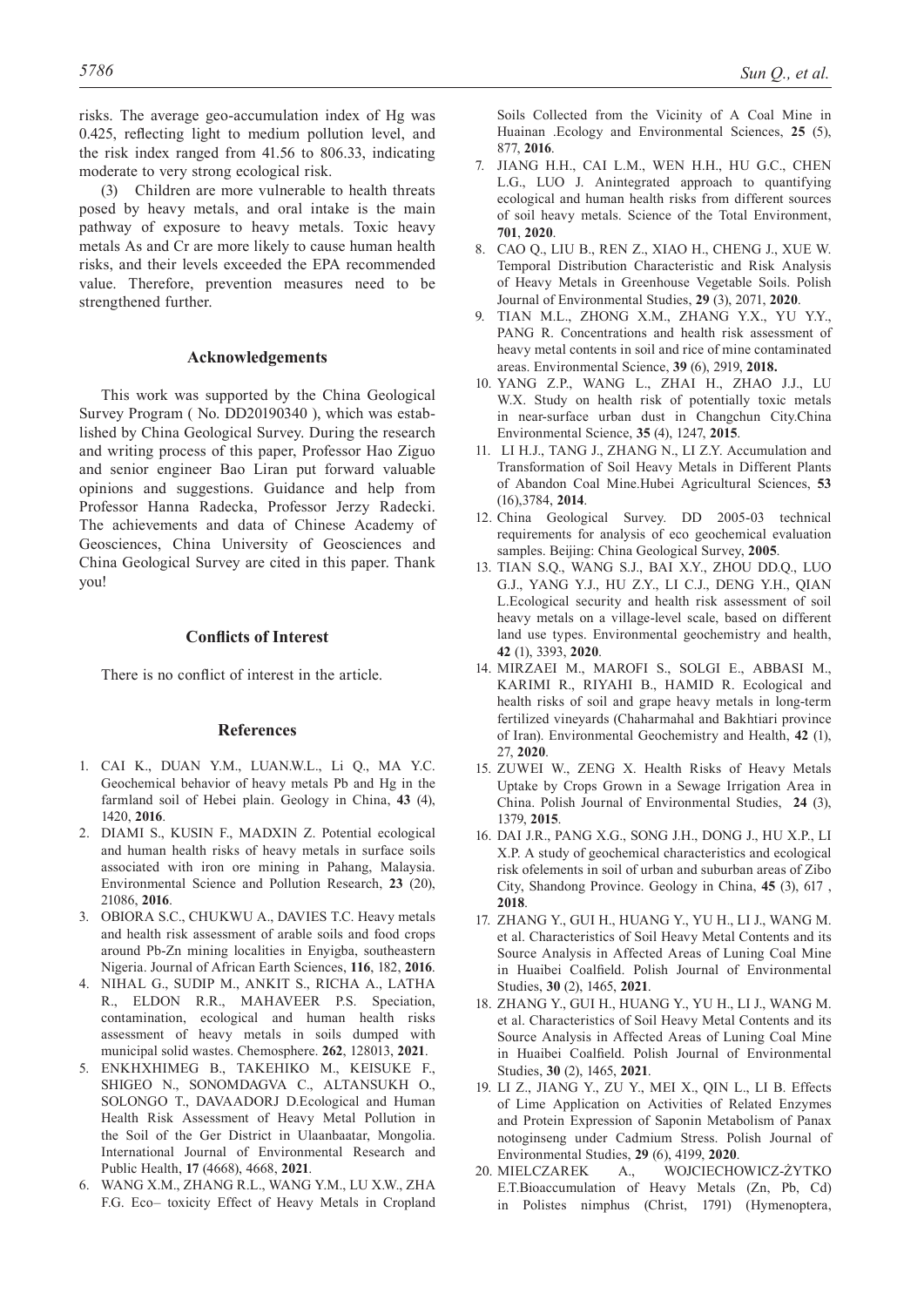risks. The average geo-accumulation index of Hg was 0.425, reflecting light to medium pollution level, and the risk index ranged from 41.56 to 806.33, indicating moderate to very strong ecological risk.

(3) Children are more vulnerable to health threats posed by heavy metals, and oral intake is the main pathway of exposure to heavy metals. Toxic heavy metals As and Cr are more likely to cause human health risks, and their levels exceeded the EPA recommended value. Therefore, prevention measures need to be strengthened further.

## Acknowledgements

This work was supported by the China Geological Survey Program ( No. DD20190340 ), which was established by China Geological Survey. During the research and writing process of this paper, Professor Hao Ziguo and senior engineer Bao Liran put forward valuable opinions and suggestions. Guidance and help from Professor Hanna Radecka, Professor Jerzy Radecki. The achievements and data of Chinese Academy of Geosciences, China University of Geosciences and China Geological Survey are cited in this paper. Thank you!

## Conflicts of Interest

There is no conflict of interest in the article.

## References

1. CAI K., DUAN Y.M., LUAN.W.L., Li Q., MA Y.C. Geochemical behavior of heavy metals Pb and Hg in the farmland soil of Hebei plain. Geology in China, **43** (4), 1420, **2016**.
2. DIAMI S., KUSIN F., MADXIN Z. Potential ecological and human health risks of heavy metals in surface soils associated with iron ore mining in Pahang, Malaysia. Environmental Science and Pollution Research, **23** (20), 21086, **2016**.
3. OBIORA S.C., CHUKWU A., DAVIES T.C. Heavy metals and health risk assessment of arable soils and food crops around Pb-Zn mining localities in Enyigba, southeastern Nigeria. Journal of African Earth Sciences, **116**, 182, **2016**.
4. NIHAL G., SUDIP M., ANKIT S., RICHA A., LATHA R., ELDON R.R., MAHAVEER P.S. Speciation, contamination, ecological and human health risks assessment of heavy metals in soils dumped with municipal solid wastes. Chemosphere. **262**, 128013, **2021**.
5. ENKHXHIMEG B., TAKEHIKO M., KEISUKE F., SHIGEO N., SONOMDAGVA C., ALTANSUKH O., SOLONGO T., DAVAADORJ D.Ecological and Human Health Risk Assessment of Heavy Metal Pollution in the Soil of the Ger District in Ulaanbaatar, Mongolia. International Journal of Environmental Research and Public Health, **17** (4668), 4668, **2021**.
6. WANG X.M., ZHANG R.L., WANG Y.M., LU X.W., ZHA F.G. Eco– toxicity Effect of Heavy Metals in Cropland Soils Collected from the Vicinity of A Coal Mine in Huainan .Ecology and Environmental Sciences, **25** (5), 877, **2016**.
7. JIANG H.H., CAI L.M., WEN H.H., HU G.C., CHEN L.G., LUO J. Anintegrated approach to quantifying ecological and human health risks from different sources of soil heavy metals. Science of the Total Environment, **701**, **2020**.
8. CAO Q., LIU B., REN Z., XIAO H., CHENG J., XUE W. Temporal Distribution Characteristic and Risk Analysis of Heavy Metals in Greenhouse Vegetable Soils. Polish Journal of Environmental Studies, **29** (3), 2071, **2020**.
9. TIAN M.L., ZHONG X.M., ZHANG Y.X., YU Y.Y., PANG R. Concentrations and health risk assessment of heavy metal contents in soil and rice of mine contaminated areas. Environmental Science, **39** (6), 2919, **2018.**
10. YANG Z.P., WANG L., ZHAI H., ZHAO J.J., LU W.X. Study on health risk of potentially toxic metals in near-surface urban dust in Changchun City.China Environmental Science, **35** (4), 1247, **2015**.
11. LI H.J., TANG J., ZHANG N., LI Z.Y. Accumulation and Transformation of Soil Heavy Metals in Different Plants of Abandon Coal Mine.Hubei Agricultural Sciences, **53** (16),3784, **2014**.
12. China Geological Survey. DD 2005-03 technical requirements for analysis of eco geochemical evaluation samples. Beijing: China Geological Survey, **2005**.
13. TIAN S.Q., WANG S.J., BAI X.Y., ZHOU DD.Q., LUO G.J., YANG Y.J., HU Z.Y., LI C.J., DENG Y.H., QIAN L.Ecological security and health risk assessment of soil heavy metals on a village-level scale, based on different land use types. Environmental geochemistry and health, **42** (1), 3393, **2020**.
14. MIRZAEI M., MAROFI S., SOLGI E., ABBASI M., KARIMI R., RIYAHI B., HAMID R. Ecological and health risks of soil and grape heavy metals in long-term fertilized vineyards (Chaharmahal and Bakhtiari province of Iran). Environmental Geochemistry and Health, **42** (1), 27, **2020**.
15. ZUWEI W., ZENG X. Health Risks of Heavy Metals Uptake by Crops Grown in a Sewage Irrigation Area in China. Polish Journal of Environmental Studies, **24** (3), 1379, **2015**.
16. DAI J.R., PANG X.G., SONG J.H., DONG J., HU X.P., LI X.P. A study of geochemical characteristics and ecological risk ofelements in soil of urban and suburban areas of Zibo City, Shandong Province. Geology in China, **45** (3), 617 , **2018**.
17. ZHANG Y., GUI H., HUANG Y., YU H., LI J., WANG M. et al. Characteristics of Soil Heavy Metal Contents and its Source Analysis in Affected Areas of Luning Coal Mine in Huaibei Coalfield. Polish Journal of Environmental Studies, **30** (2), 1465, **2021**.
18. ZHANG Y., GUI H., HUANG Y., YU H., LI J., WANG M. et al. Characteristics of Soil Heavy Metal Contents and its Source Analysis in Affected Areas of Luning Coal Mine in Huaibei Coalfield. Polish Journal of Environmental Studies, **30** (2), 1465, **2021**.
19. LI Z., JIANG Y., ZU Y., MEI X., QIN L., LI B. Effects of Lime Application on Activities of Related Enzymes and Protein Expression of Saponin Metabolism of Panax notoginseng under Cadmium Stress. Polish Journal of Environmental Studies, **29** (6), 4199, **2020**.
20. MIELCZAREK A., WOJCIECHOWICZ-ŻYTKO E.T.Bioaccumulation of Heavy Metals (Zn, Pb, Cd) in Polistes nimphus (Christ, 1791) (Hymenoptera,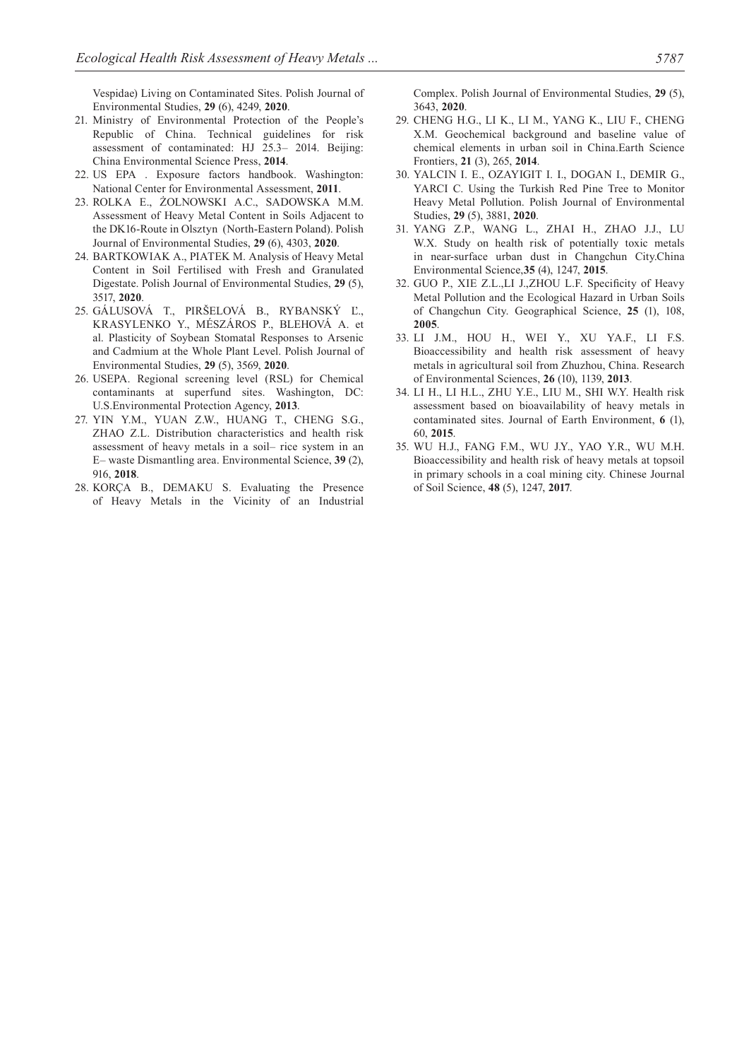Vespidae) Living on Contaminated Sites. Polish Journal of Environmental Studies, **29** (6), 4249, **2020**.

21. Ministry of Environmental Protection of the People's Republic of China. Technical guidelines for risk assessment of contaminated: HJ 25.3– 2014. Beijing: China Environmental Science Press, **2014**.
22. US EPA . Exposure factors handbook. Washington: National Center for Environmental Assessment, **2011**.
23. ROLKA E., ŻOLNOWSKI A.C., SADOWSKA M.M. Assessment of Heavy Metal Content in Soils Adjacent to the DK16-Route in Olsztyn (North-Eastern Poland). Polish Journal of Environmental Studies, **29** (6), 4303, **2020**.
24. BARTKOWIAK A., PIATEK M. Analysis of Heavy Metal Content in Soil Fertilised with Fresh and Granulated Digestate. Polish Journal of Environmental Studies, **29** (5), 3517, **2020**.
25. GÁLUSOVÁ T., PIRŠELOVÁ B., RYBANSKÝ Ľ., KRASYLENKO Y., MÉSZÁROS P., BLEHOVÁ A. et al. Plasticity of Soybean Stomatal Responses to Arsenic and Cadmium at the Whole Plant Level. Polish Journal of Environmental Studies, **29** (5), 3569, **2020**.
26. USEPA. Regional screening level (RSL) for Chemical contaminants at superfund sites. Washington, DC: U.S.Environmental Protection Agency, **2013**.
27. YIN Y.M., YUAN Z.W., HUANG T., CHENG S.G., ZHAO Z.L. Distribution characteristics and health risk assessment of heavy metals in a soil– rice system in an E– waste Dismantling area. Environmental Science, **39** (2), 916, **2018**.
28. KORÇA B., DEMAKU S. Evaluating the Presence of Heavy Metals in the Vicinity of an Industrial Complex. Polish Journal of Environmental Studies, **29** (5), 3643, **2020**.
29. CHENG H.G., LI K., LI M., YANG K., LIU F., CHENG X.M. Geochemical background and baseline value of chemical elements in urban soil in China.Earth Science Frontiers, **21** (3), 265, **2014**.
30. YALCIN I. E., OZAYIGIT I. I., DOGAN I., DEMIR G., YARCI C. Using the Turkish Red Pine Tree to Monitor Heavy Metal Pollution. Polish Journal of Environmental Studies, **29** (5), 3881, **2020**.
31. YANG Z.P., WANG L., ZHAI H., ZHAO J.J., LU W.X. Study on health risk of potentially toxic metals in near-surface urban dust in Changchun City.China Environmental Science,**35** (4), 1247, **2015**.
32. GUO P., XIE Z.L.,LI J.,ZHOU L.F. Specificity of Heavy Metal Pollution and the Ecological Hazard in Urban Soils of Changchun City. Geographical Science, **25** (1), 108, **2005**.
33. LI J.M., HOU H., WEI Y., XU YA.F., LI F.S. Bioaccessibility and health risk assessment of heavy metals in agricultural soil from Zhuzhou, China. Research of Environmental Sciences, **26** (10), 1139, **2013**.
34. LI H., LI H.L., ZHU Y.E., LIU M., SHI W.Y. Health risk assessment based on bioavailability of heavy metals in contaminated sites. Journal of Earth Environment, **6** (1), 60, **2015**.
35. WU H.J., FANG F.M., WU J.Y., YAO Y.R., WU M.H. Bioaccessibility and health risk of heavy metals at topsoil in primary schools in a coal mining city. Chinese Journal of Soil Science, **48** (5), 1247, **2017**.